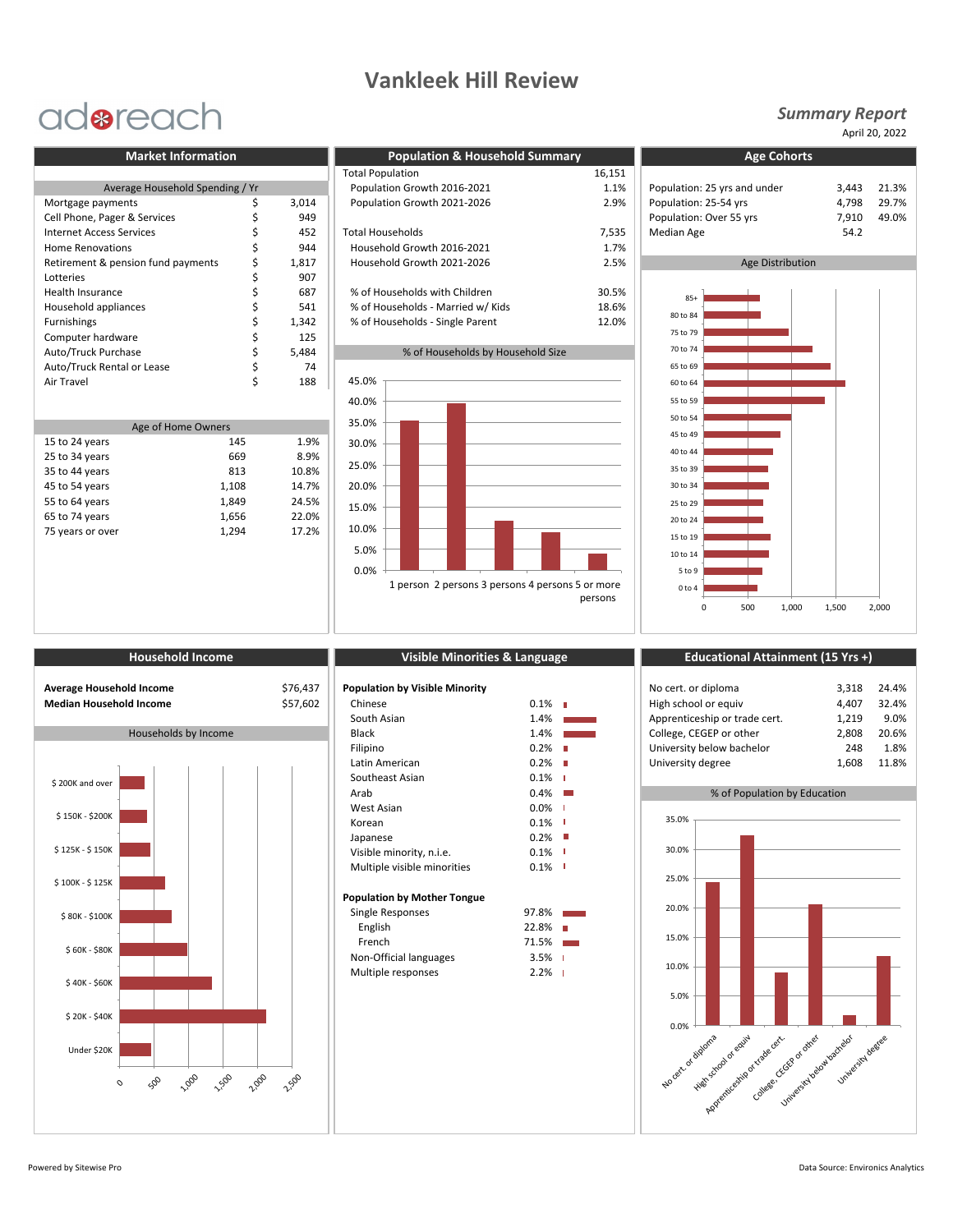# Vankleek Hill Review

adreach

*Summary Report*

April 20, 2022

## Market Information

**Average Household Spending / Yr**

| Item | | Amount |
|---|---|---|
| Mortgage payments | $ | 3,014 |
| Cell Phone, Pager & Services | $ | 949 |
| Internet Access Services | $ | 452 |
| Home Renovations | $ | 944 |
| Retirement & pension fund payments | $ | 1,817 |
| Lotteries | $ | 907 |
| Health Insurance | $ | 687 |
| Household appliances | $ | 541 |
| Furnishings | $ | 1,342 |
| Computer hardware | $ | 125 |
| Auto/Truck Purchase | $ | 5,484 |
| Auto/Truck Rental or Lease | $ | 74 |
| Air Travel | $ | 188 |

**Age of Home Owners**

| Age | Count | % |
|---|---|---|
| 15 to 24 years | 145 | 1.9% |
| 25 to 34 years | 669 | 8.9% |
| 35 to 44 years | 813 | 10.8% |
| 45 to 54 years | 1,108 | 14.7% |
| 55 to 64 years | 1,849 | 24.5% |
| 65 to 74 years | 1,656 | 22.0% |
| 75 years or over | 1,294 | 17.2% |

## Population & Household Summary

| | |
|---|---|
| Total Population | 16,151 |
| Population Growth 2016-2021 | 1.1% |
| Population Growth 2021-2026 | 2.9% |
| Total Households | 7,535 |
| Household Growth 2016-2021 | 1.7% |
| Household Growth 2021-2026 | 2.5% |
| % of Households with Children | 30.5% |
| % of Households - Married w/ Kids | 18.6% |
| % of Households - Single Parent | 12.0% |

**% of Households by Household Size**

(Chart: 1 person, 2 persons, 3 persons, 4 persons, 5 or more persons; axis 0.0%–45.0%)

## Age Cohorts

| | | |
|---|---|---|
| Population: 25 yrs and under | 3,443 | 21.3% |
| Population: 25-54 yrs | 4,798 | 29.7% |
| Population: Over 55 yrs | 7,910 | 49.0% |
| Median Age | 54.2 | |

**Age Distribution**

(Chart: 85+, 80 to 84, 75 to 79, 70 to 74, 65 to 69, 60 to 64, 55 to 59, 50 to 54, 45 to 49, 40 to 44, 35 to 39, 30 to 34, 25 to 29, 20 to 24, 15 to 19, 10 to 14, 5 to 9, 0 to 4; axis 0–2,000)

## Household Income

| | |
|---|---|
| **Average Household Income** | $76,437 |
| **Median Household Income** | $57,602 |

**Households by Income**

(Chart: $ 200K and over, $ 150K - $200K, $ 125K - $ 150K, $ 100K - $ 125K, $ 80K - $100K, $ 60K - $80K, $ 40K - $60K, $ 20K - $40K, Under $20K; axis 0–2,500)

## Visible Minorities & Language

**Population by Visible Minority**

| | |
|---|---|
| Chinese | 0.1% |
| South Asian | 1.4% |
| Black | 1.4% |
| Filipino | 0.2% |
| Latin American | 0.2% |
| Southeast Asian | 0.1% |
| Arab | 0.4% |
| West Asian | 0.0% |
| Korean | 0.1% |
| Japanese | 0.2% |
| Visible minority, n.i.e. | 0.1% |
| Multiple visible minorities | 0.1% |

**Population by Mother Tongue**

| | |
|---|---|
| Single Responses | 97.8% |
| English | 22.8% |
| French | 71.5% |
| Non-Official languages | 3.5% |
| Multiple responses | 2.2% |

## Educational Attainment (15 Yrs +)

| | | |
|---|---|---|
| No cert. or diploma | 3,318 | 24.4% |
| High school or equiv | 4,407 | 32.4% |
| Apprenticeship or trade cert. | 1,219 | 9.0% |
| College, CEGEP or other | 2,808 | 20.6% |
| University below bachelor | 248 | 1.8% |
| University degree | 1,608 | 11.8% |

**% of Population by Education**

(Chart: No cert. or diploma, High school or equiv, Apprenticeship or trade cert., College, CEGEP or other, University below bachelor, University degree; axis 0.0%–35.0%)

Powered by Sitewise Pro

Data Source: Environics Analytics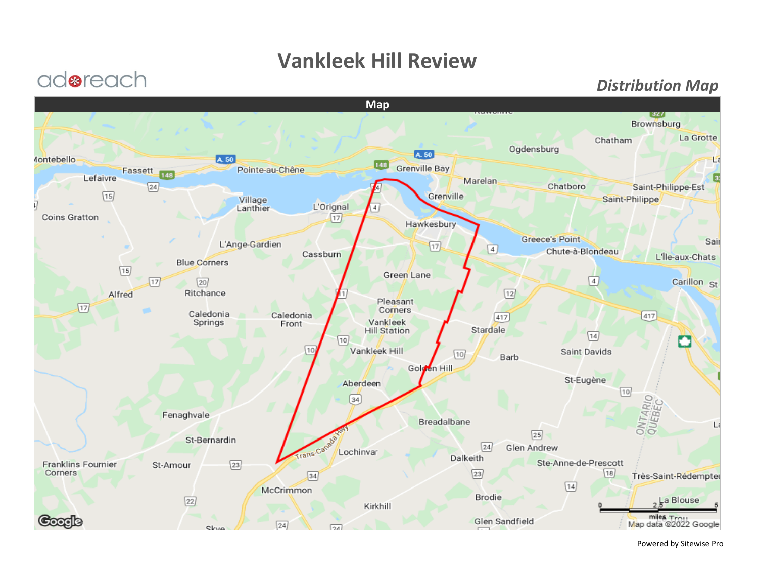# Vankleek Hill Review

adreach

*Distribution Map*

**Map**

Brownsburg
Chatham
La Grotte
Ogdensburg
Montebello
Fassett
Lefaivre
A. 50
148
Pointe-au-Chêne
Grenville Bay
Marelan
Chatboro
Saint-Philippe-Est
Saint-Philippe
Grenville
Village Lanthier
L'Orignal
Coins Gratton
Hawkesbury
Greece's Point
Chute-à-Blondeau
L'Île-aux-Chats
L'Ange-Gardien
Cassburn
Blue Corners
Green Lane
Carillon
Alfred
Ritchance
Pleasant Corners
Caledonia Springs
Caledonia Front
Vankleek Hill Station
Stardale
Vankleek Hill
Barb
Saint Davids
Golden Hill
St-Eugène
Aberdeen
Fenaghvale
Breadalbane
ONTARIO
QUEBEC
St-Bernardin
Glen Andrew
Trans-Canada Hwy
Lochinvar
Dalkeith
Franklins Fournier Corners
St-Amour
Ste-Anne-de-Prescott
Très-Saint-Rédempteur
McCrimmon
Brodie
La Blouse
Kirkhill
Glen Sandfield
Skye

0 2.5 5
miles

Map data ©2022 Google

Powered by Sitewise Pro